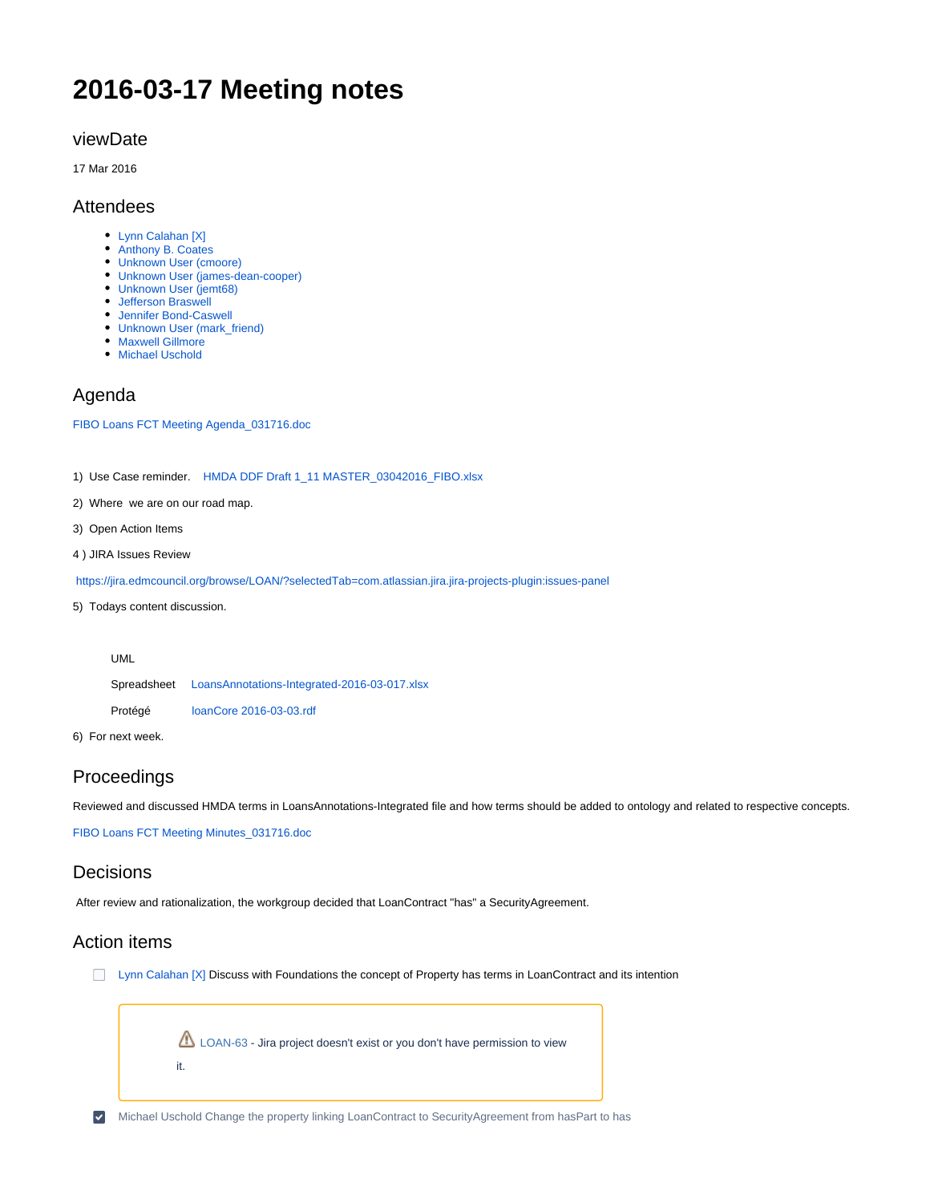# 2016-03-17 Meeting notes

## viewDate

17 Mar 2016

## Attendees

- Lynn Calahan [X]
- Anthony B. Coates
- Unknown User (cmoore)
- Unknown User (james-dean-cooper)
- Unknown User (jemt68)
- Jefferson Braswell
- Jennifer Bond-Caswell
- Unknown User (mark_friend)
- Maxwell Gillmore
- Michael Uschold

## Agenda

FIBO Loans FCT Meeting Agenda_031716.doc

1) Use Case reminder. HMDA DDF Draft 1_11 MASTER_03042016_FIBO.xlsx

2) Where we are on our road map.

3) Open Action Items

4 ) JIRA Issues Review

https://jira.edmcouncil.org/browse/LOAN/?selectedTab=com.atlassian.jira.jira-projects-plugin:issues-panel

5) Todays content discussion.

UML

Spreadsheet LoansAnnotations-Integrated-2016-03-017.xlsx

Protégé loanCore 2016-03-03.rdf

6) For next week.

## Proceedings

Reviewed and discussed HMDA terms in LoansAnnotations-Integrated file and how terms should be added to ontology and related to respective concepts.

FIBO Loans FCT Meeting Minutes_031716.doc

## Decisions

After review and rationalization, the workgroup decided that LoanContract "has" a SecurityAgreement.

## Action items

- [ ] Lynn Calahan [X] Discuss with Foundations the concept of Property has terms in LoanContract and its intention

LOAN-63 - Jira project doesn't exist or you don't have permission to view it.

- [x] Michael Uschold Change the property linking LoanContract to SecurityAgreement from hasPart to has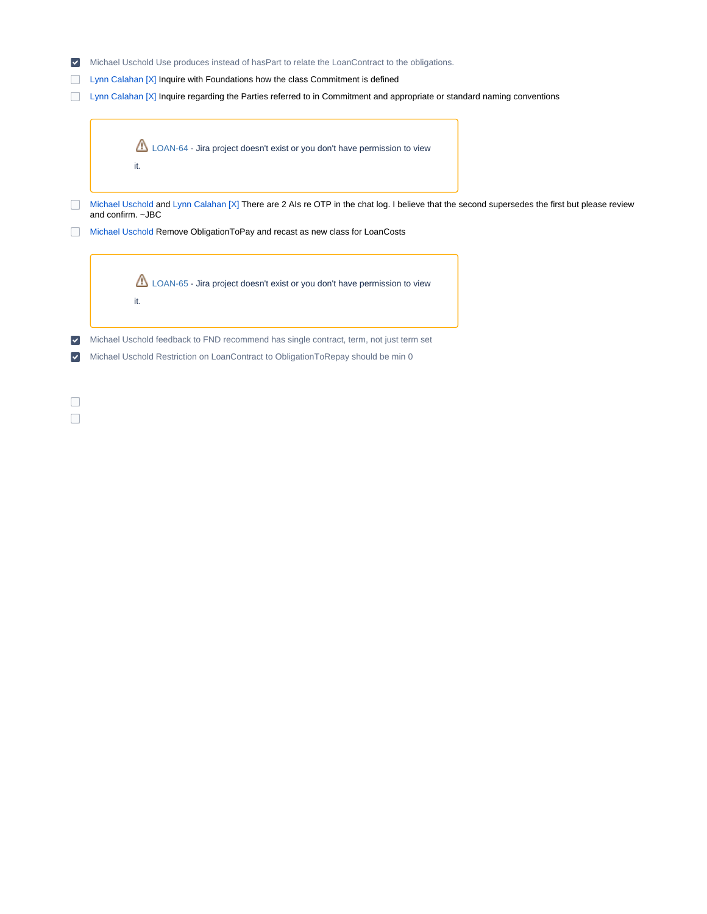- [x] Michael Uschold Use produces instead of hasPart to relate the LoanContract to the obligations.
- [ ] Lynn Calahan [X] Inquire with Foundations how the class Commitment is defined
- [ ] Lynn Calahan [X] Inquire regarding the Parties referred to in Commitment and appropriate or standard naming conventions

> ⚠ LOAN-64 - Jira project doesn't exist or you don't have permission to view it.

- [ ] Michael Uschold and Lynn Calahan [X] There are 2 AIs re OTP in the chat log. I believe that the second supersedes the first but please review and confirm. ~JBC
- [ ] Michael Uschold Remove ObligationToPay and recast as new class for LoanCosts

> ⚠ LOAN-65 - Jira project doesn't exist or you don't have permission to view it.

- [x] Michael Uschold feedback to FND recommend has single contract, term, not just term set
- [x] Michael Uschold Restriction on LoanContract to ObligationToRepay should be min 0

- [ ]
- [ ]